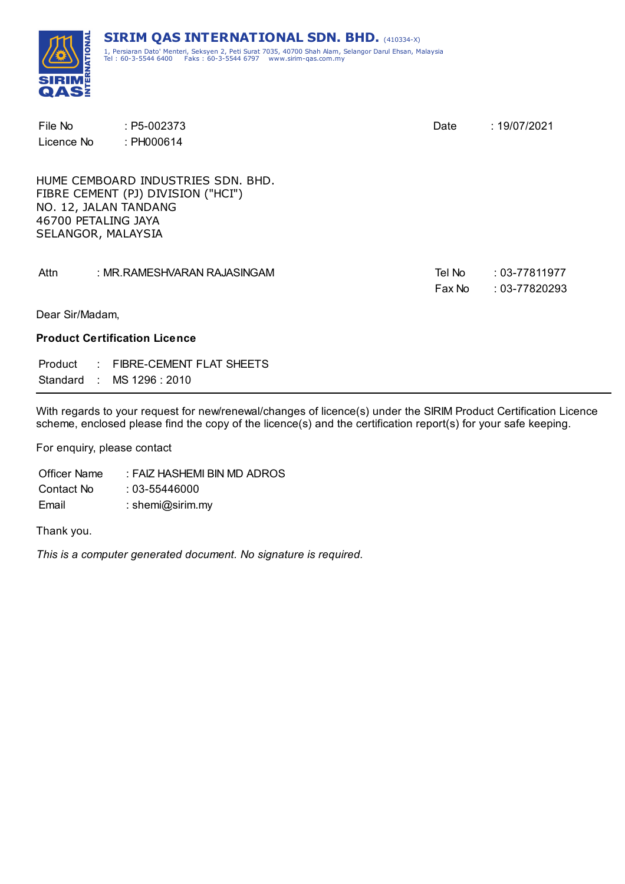**SIRIM QAS INTERNATIONAL SDN. BHD.** (410334-X)
1, Persiaran Dato' Menteri, Seksyen 2, Peti Surat 7035, 40700 Shah Alam, Selangor Darul Ehsan, Malaysia
Tel : 60-3-5544 6400 Faks : 60-3-5544 6797 www.sirim-qas.com.my

File No : P5-002373
Licence No : PH000614

Date : 19/07/2021

HUME CEMBOARD INDUSTRIES SDN. BHD.
FIBRE CEMENT (PJ) DIVISION ("HCI")
NO. 12, JALAN TANDANG
46700 PETALING JAYA
SELANGOR, MALAYSIA

Attn : MR.RAMESHVARAN RAJASINGAM

Tel No : 03-77811977
Fax No : 03-77820293

Dear Sir/Madam,

**Product Certification Licence**

Product : FIBRE-CEMENT FLAT SHEETS
Standard : MS 1296 : 2010

---

With regards to your request for new/renewal/changes of licence(s) under the SIRIM Product Certification Licence scheme, enclosed please find the copy of the licence(s) and the certification report(s) for your safe keeping.

For enquiry, please contact

Officer Name : FAIZ HASHEMI BIN MD ADROS
Contact No : 03-55446000
Email : shemi@sirim.my

Thank you.

*This is a computer generated document. No signature is required.*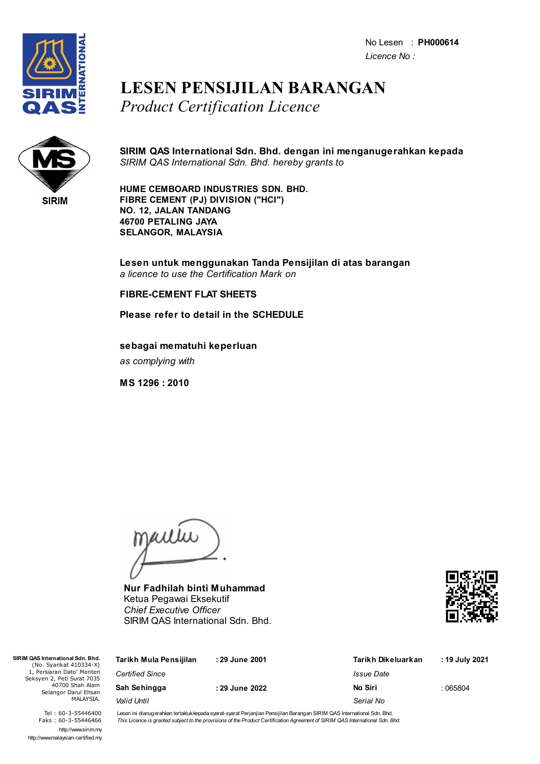No Lesen : **PH000614**
*Licence No :*

# LESEN PENSIJILAN BARANGAN
*Product Certification Licence*

SIRIM

**SIRIM QAS International Sdn. Bhd. dengan ini menganugerahkan kepada**
*SIRIM QAS International Sdn. Bhd. hereby grants to*

**HUME CEMBOARD INDUSTRIES SDN. BHD.**
**FIBRE CEMENT (PJ) DIVISION ("HCI")**
**NO. 12, JALAN TANDANG**
**46700 PETALING JAYA**
**SELANGOR, MALAYSIA**

**Lesen untuk menggunakan Tanda Pensijilan di atas barangan**
*a licence to use the Certification Mark on*

**FIBRE-CEMENT FLAT SHEETS**

**Please refer to detail in the SCHEDULE**

**sebagai mematuhi keperluan**
*as complying with*

**MS 1296 : 2010**

**Nur Fadhilah binti Muhammad**
Ketua Pegawai Eksekutif
*Chief Executive Officer*
SIRIM QAS International Sdn. Bhd.

**SIRIM QAS International Sdn. Bhd.**
(No. Syarikat 410334-X)
1, Persiaran Dato' Menteri
Seksyen 2, Peti Surat 7035
40700 Shah Alam
Selangor Darul Ehsan
MALAYSIA.

Tel : 60-3-55446400
Faks : 60-3-55446466
http://www.sirim.my
http://www.malaysian-certified.my

| | | | |
|---|---|---|---|
| **Tarikh Mula Pensijilan** *Certified Since* | **: 29 June 2001** | **Tarikh Dikeluarkan** *Issue Date* | **: 19 July 2021** |
| **Sah Sehingga** *Valid Until* | **: 29 June 2022** | **No Siri** *Serial No* | : 065804 |

Lesen ini dianugerahkan tertakluk kepada syarat-syarat Perjanjian Pensijilan Barangan SIRIM QAS International Sdn. Bhd.
*This Licence is granted subject to the provisions of the Product Certification Agreement of SIRIM QAS International Sdn. Bhd.*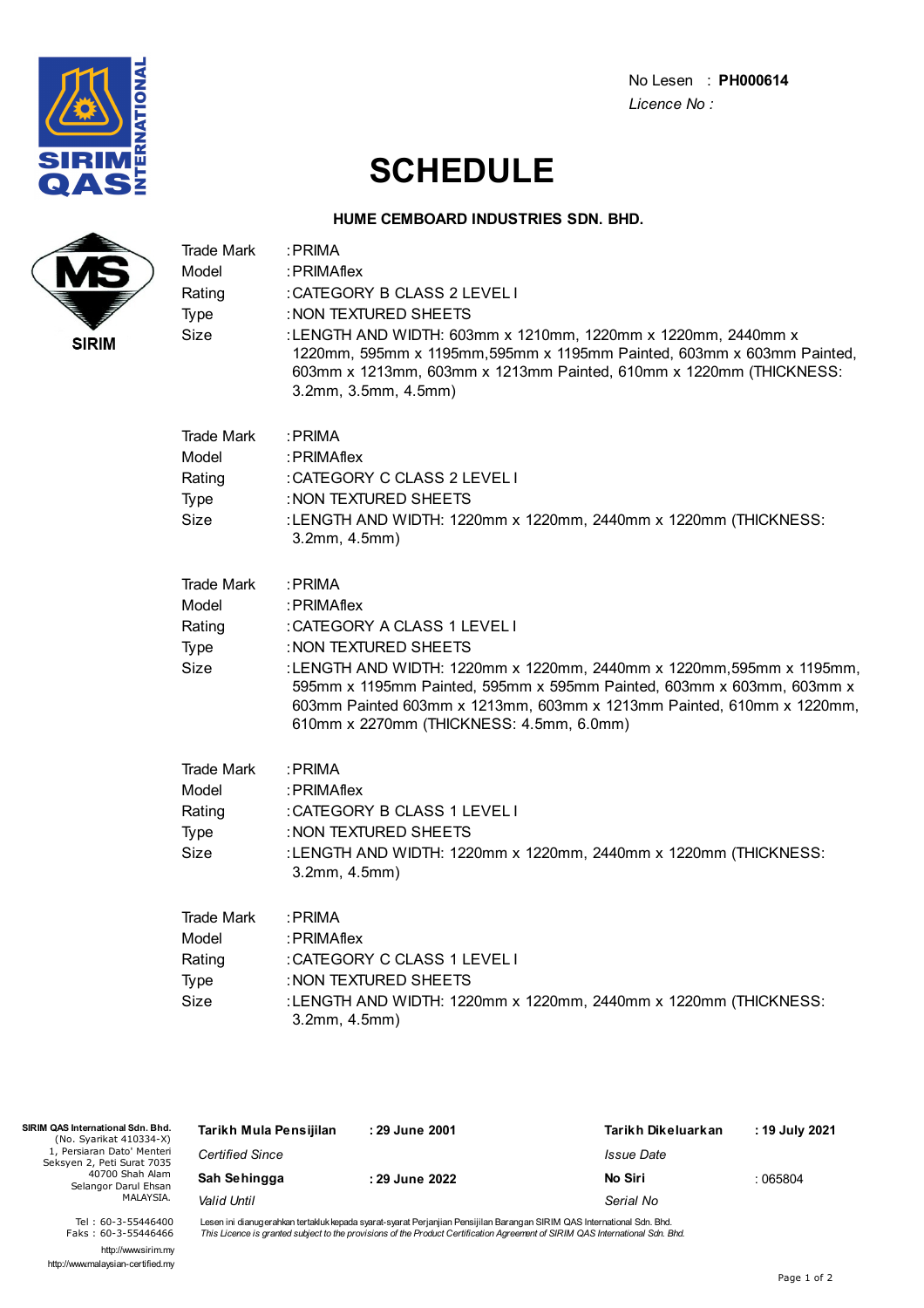No Lesen : **PH000614**

*Licence No :*

# SCHEDULE

**HUME CEMBOARD INDUSTRIES SDN. BHD.**

| | |
|---|---|
| Trade Mark | : PRIMA |
| Model | : PRIMAflex |
| Rating | : CATEGORY B CLASS 2 LEVEL I |
| Type | : NON TEXTURED SHEETS |
| Size | : LENGTH AND WIDTH: 603mm x 1210mm, 1220mm x 1220mm, 2440mm x 1220mm, 595mm x 1195mm,595mm x 1195mm Painted, 603mm x 603mm Painted, 603mm x 1213mm, 603mm x 1213mm Painted, 610mm x 1220mm (THICKNESS: 3.2mm, 3.5mm, 4.5mm) |

| | |
|---|---|
| Trade Mark | : PRIMA |
| Model | : PRIMAflex |
| Rating | : CATEGORY C CLASS 2 LEVEL I |
| Type | : NON TEXTURED SHEETS |
| Size | : LENGTH AND WIDTH: 1220mm x 1220mm, 2440mm x 1220mm (THICKNESS: 3.2mm, 4.5mm) |

| | |
|---|---|
| Trade Mark | : PRIMA |
| Model | : PRIMAflex |
| Rating | : CATEGORY A CLASS 1 LEVEL I |
| Type | : NON TEXTURED SHEETS |
| Size | : LENGTH AND WIDTH: 1220mm x 1220mm, 2440mm x 1220mm,595mm x 1195mm, 595mm x 1195mm Painted, 595mm x 595mm Painted, 603mm x 603mm, 603mm x 603mm Painted 603mm x 1213mm, 603mm x 1213mm Painted, 610mm x 1220mm, 610mm x 2270mm (THICKNESS: 4.5mm, 6.0mm) |

| | |
|---|---|
| Trade Mark | : PRIMA |
| Model | : PRIMAflex |
| Rating | : CATEGORY B CLASS 1 LEVEL I |
| Type | : NON TEXTURED SHEETS |
| Size | : LENGTH AND WIDTH: 1220mm x 1220mm, 2440mm x 1220mm (THICKNESS: 3.2mm, 4.5mm) |

| | |
|---|---|
| Trade Mark | : PRIMA |
| Model | : PRIMAflex |
| Rating | : CATEGORY C CLASS 1 LEVEL I |
| Type | : NON TEXTURED SHEETS |
| Size | : LENGTH AND WIDTH: 1220mm x 1220mm, 2440mm x 1220mm (THICKNESS: 3.2mm, 4.5mm) |

**SIRIM QAS International Sdn. Bhd.**
(No. Syarikat 410334-X)
1, Persiaran Dato' Menteri
Seksyen 2, Peti Surat 7035
40700 Shah Alam
Selangor Darul Ehsan
MALAYSIA.

Tel : 60-3-55446400
Faks : 60-3-55446466

http://wwwsirim.my
http://wwwmalaysian-certified.my

| | | | |
|---|---|---|---|
| **Tarikh Mula Pensijilan** *Certified Since* | **: 29 June 2001** | **Tarikh Dikeluarkan** *Issue Date* | **: 19 July 2021** |
| **Sah Sehingga** *Valid Until* | **: 29 June 2022** | **No Siri** *Serial No* | : 065804 |

Lesen ini dianugerahkan tertakluk kepada syarat-syarat Perjanjian Pensijilan Barangan SIRIM QAS International Sdn. Bhd.
*This Licence is granted subject to the provisions of the Product Certification Agreement of SIRIM QAS International Sdn. Bhd.*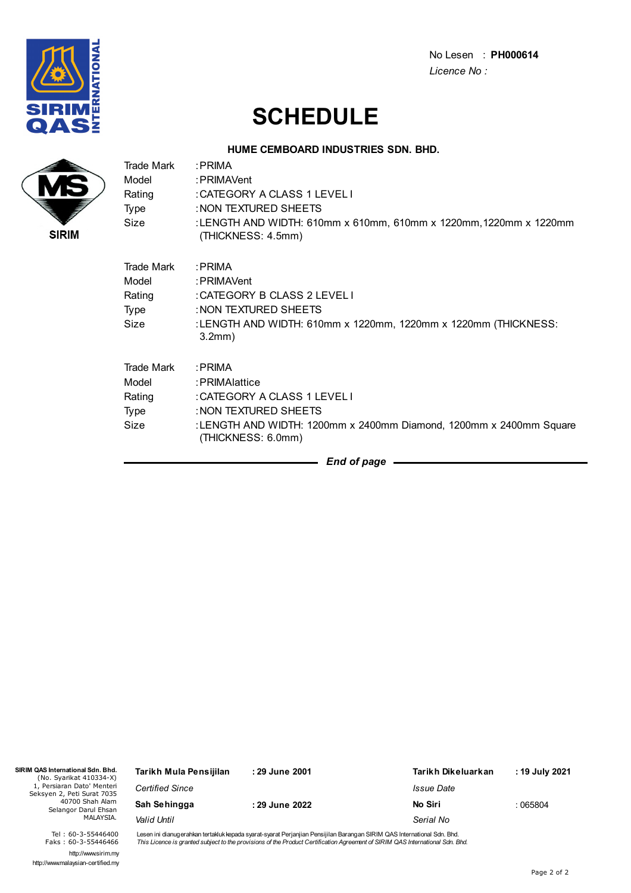No Lesen : **PH000614**
*Licence No :*

# SCHEDULE

**HUME CEMBOARD INDUSTRIES SDN. BHD.**

| | |
|---|---|
| Trade Mark | :PRIMA |
| Model | :PRIMAVent |
| Rating | :CATEGORY A CLASS 1 LEVEL I |
| Type | :NON TEXTURED SHEETS |
| Size | :LENGTH AND WIDTH: 610mm x 610mm, 610mm x 1220mm,1220mm x 1220mm (THICKNESS: 4.5mm) |

| | |
|---|---|
| Trade Mark | :PRIMA |
| Model | :PRIMAVent |
| Rating | :CATEGORY B CLASS 2 LEVEL I |
| Type | :NON TEXTURED SHEETS |
| Size | :LENGTH AND WIDTH: 610mm x 1220mm, 1220mm x 1220mm (THICKNESS: 3.2mm) |

| | |
|---|---|
| Trade Mark | :PRIMA |
| Model | :PRIMAlattice |
| Rating | :CATEGORY A CLASS 1 LEVEL I |
| Type | :NON TEXTURED SHEETS |
| Size | :LENGTH AND WIDTH: 1200mm x 2400mm Diamond, 1200mm x 2400mm Square (THICKNESS: 6.0mm) |

***End of page***

**SIRIM QAS International Sdn. Bhd.**
(No. Syarikat 410334-X)
1, Persiaran Dato' Menteri
Seksyen 2, Peti Surat 7035
40700 Shah Alam
Selangor Darul Ehsan
MALAYSIA.

Tel : 60-3-55446400
Faks : 60-3-55446466
http://www.sirim.my
http://www.malaysian-certified.my

| | | | |
|---|---|---|---|
| **Tarikh Mula Pensijilan** *Certified Since* | **: 29 June 2001** | **Tarikh Dikeluarkan** *Issue Date* | **: 19 July 2021** |
| **Sah Sehingga** *Valid Until* | **: 29 June 2022** | **No Siri** *Serial No* | : 065804 |

Lesen ini dianugerahkan tertakluk kepada syarat-syarat Perjanjian Pensijilan Barangan SIRIM QAS International Sdn. Bhd.
*This Licence is granted subject to the provisions of the Product Certification Agreement of SIRIM QAS International Sdn. Bhd.*